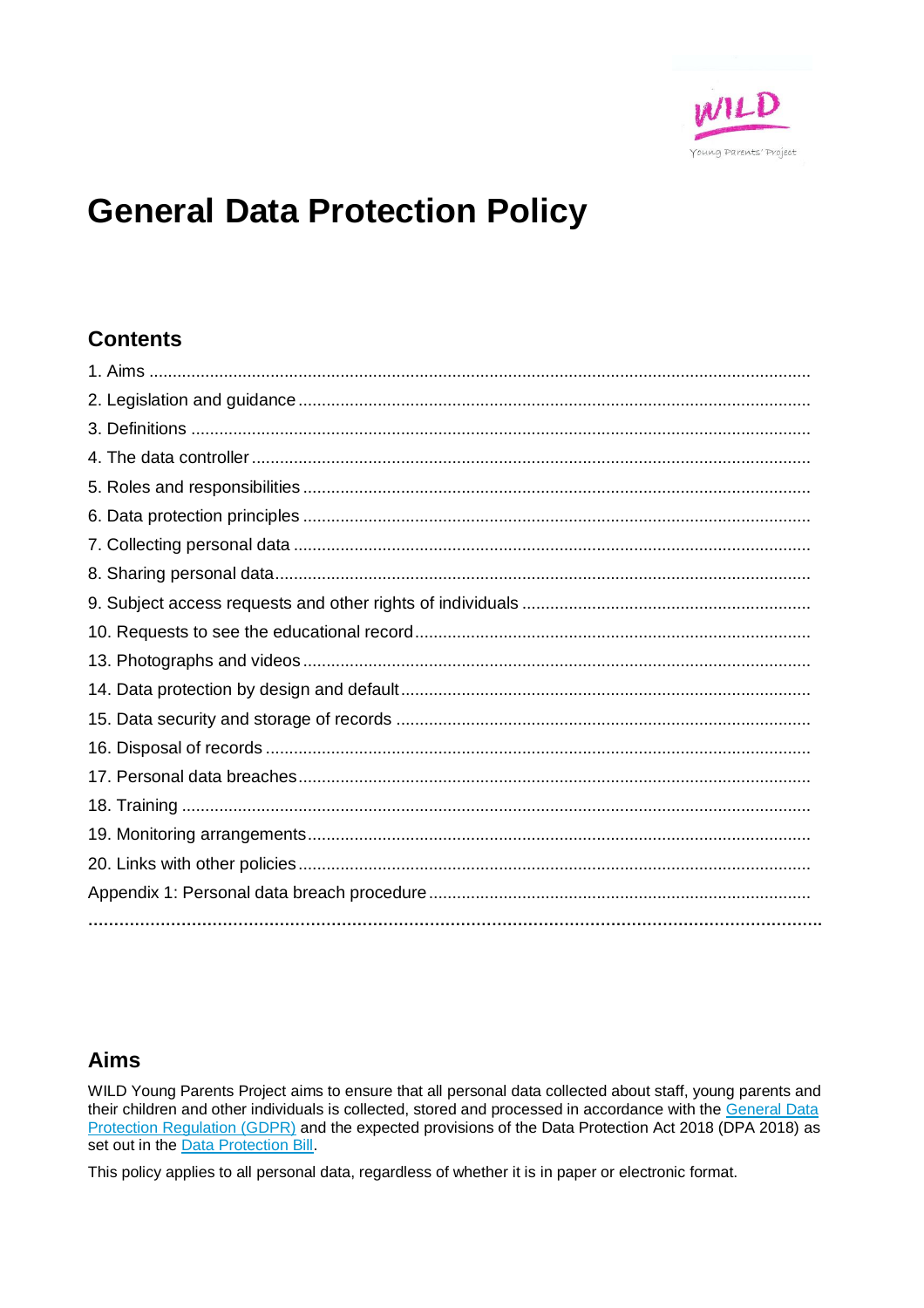# General Data Protection Policy

## Contents

1. Aims
2. Legislation and guidance
3. Definitions
4. The data controller
5. Roles and responsibilities
6. Data protection principles
7. Collecting personal data
8. Sharing personal data
9. Subject access requests and other rights of individuals
10. Requests to see the educational record
13. Photographs and videos
14. Data protection by design and default
15. Data security and storage of records
16. Disposal of records
17. Personal data breaches
18. Training
19. Monitoring arrangements
20. Links with other policies

Appendix 1: Personal data breach procedure

## Aims

WILD Young Parents Project aims to ensure that all personal data collected about staff, young parents and their children and other individuals is collected, stored and processed in accordance with the General Data Protection Regulation (GDPR) and the expected provisions of the Data Protection Act 2018 (DPA 2018) as set out in the Data Protection Bill.

This policy applies to all personal data, regardless of whether it is in paper or electronic format.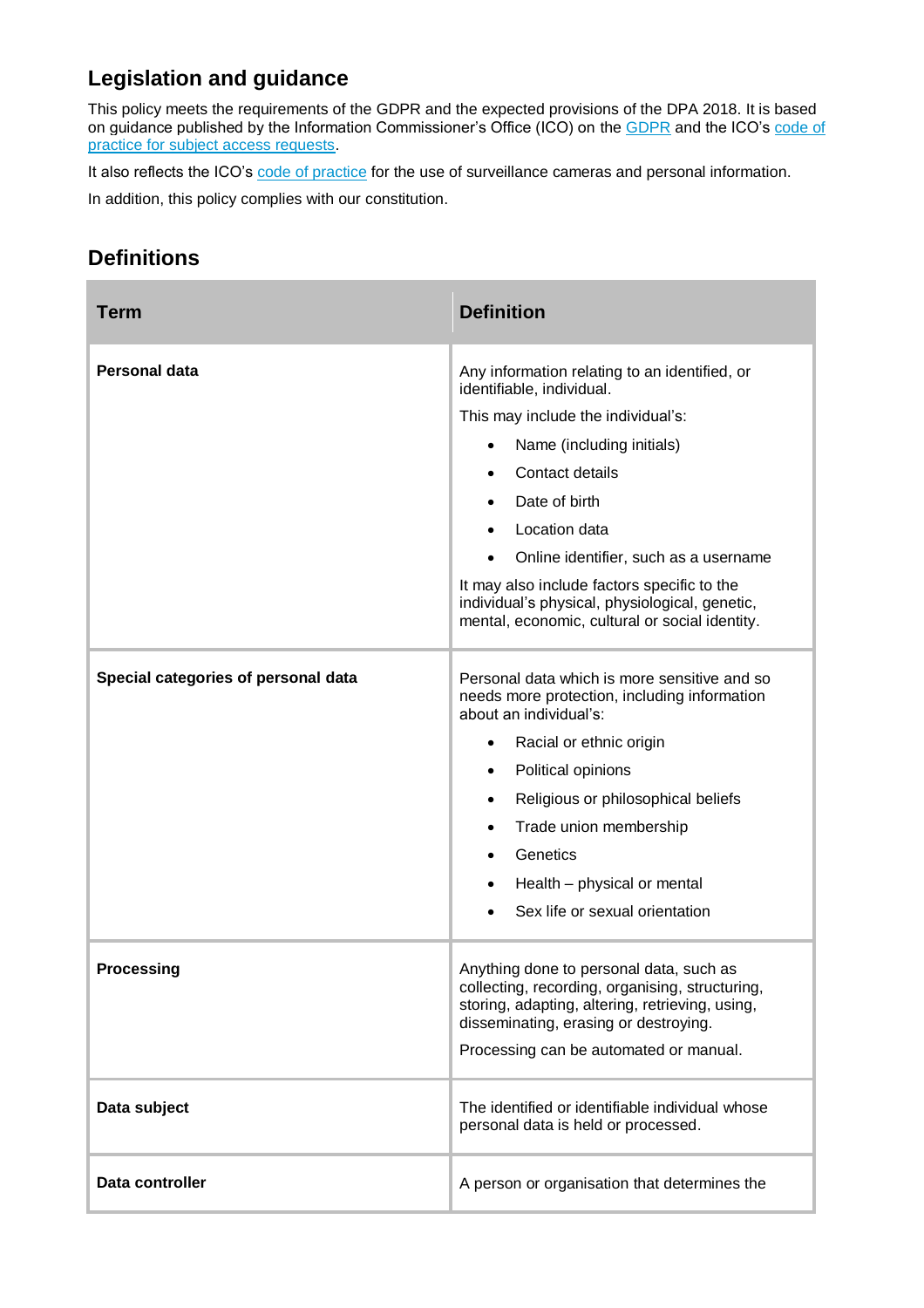## Legislation and guidance

This policy meets the requirements of the GDPR and the expected provisions of the DPA 2018. It is based on guidance published by the Information Commissioner's Office (ICO) on the GDPR and the ICO's code of practice for subject access requests.

It also reflects the ICO's code of practice for the use of surveillance cameras and personal information.

In addition, this policy complies with our constitution.

## Definitions

| Term | Definition |
|---|---|
| **Personal data** | Any information relating to an identified, or identifiable, individual.<br>This may include the individual's:<br>• Name (including initials)<br>• Contact details<br>• Date of birth<br>• Location data<br>• Online identifier, such as a username<br>It may also include factors specific to the individual's physical, physiological, genetic, mental, economic, cultural or social identity. |
| **Special categories of personal data** | Personal data which is more sensitive and so needs more protection, including information about an individual's:<br>• Racial or ethnic origin<br>• Political opinions<br>• Religious or philosophical beliefs<br>• Trade union membership<br>• Genetics<br>• Health – physical or mental<br>• Sex life or sexual orientation |
| **Processing** | Anything done to personal data, such as collecting, recording, organising, structuring, storing, adapting, altering, retrieving, using, disseminating, erasing or destroying.<br>Processing can be automated or manual. |
| **Data subject** | The identified or identifiable individual whose personal data is held or processed. |
| **Data controller** | A person or organisation that determines the |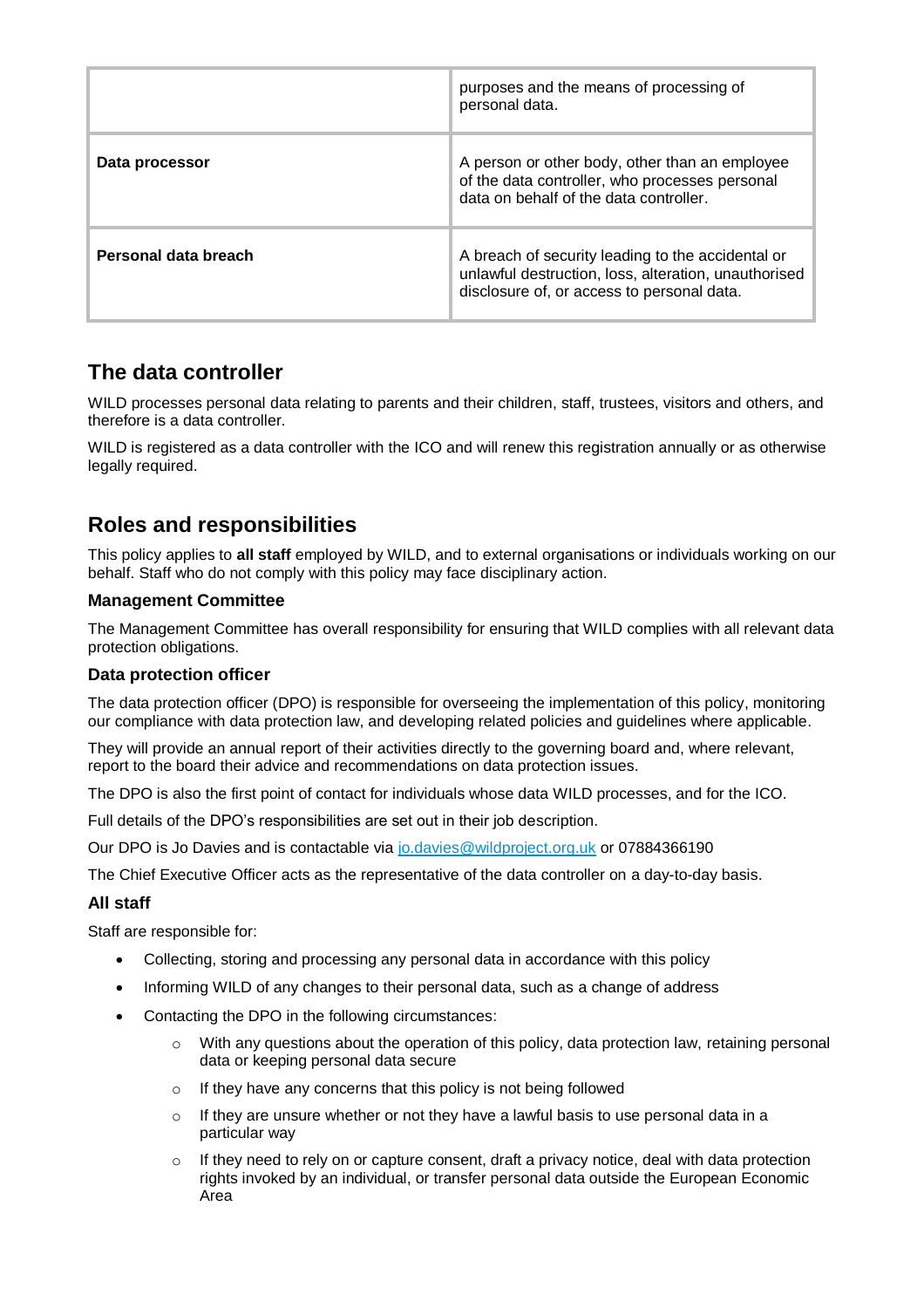|  |  |
| --- | --- |
|  | purposes and the means of processing of personal data. |
| **Data processor** | A person or other body, other than an employee of the data controller, who processes personal data on behalf of the data controller. |
| **Personal data breach** | A breach of security leading to the accidental or unlawful destruction, loss, alteration, unauthorised disclosure of, or access to personal data. |

## The data controller

WILD processes personal data relating to parents and their children, staff, trustees, visitors and others, and therefore is a data controller.

WILD is registered as a data controller with the ICO and will renew this registration annually or as otherwise legally required.

## Roles and responsibilities

This policy applies to **all staff** employed by WILD, and to external organisations or individuals working on our behalf. Staff who do not comply with this policy may face disciplinary action.

### Management Committee

The Management Committee has overall responsibility for ensuring that WILD complies with all relevant data protection obligations.

### Data protection officer

The data protection officer (DPO) is responsible for overseeing the implementation of this policy, monitoring our compliance with data protection law, and developing related policies and guidelines where applicable.

They will provide an annual report of their activities directly to the governing board and, where relevant, report to the board their advice and recommendations on data protection issues.

The DPO is also the first point of contact for individuals whose data WILD processes, and for the ICO.

Full details of the DPO's responsibilities are set out in their job description.

Our DPO is Jo Davies and is contactable via [jo.davies@wildproject.org.uk](mailto:jo.davies@wildproject.org.uk) or 07884366190

The Chief Executive Officer acts as the representative of the data controller on a day-to-day basis.

### All staff

Staff are responsible for:

- Collecting, storing and processing any personal data in accordance with this policy
- Informing WILD of any changes to their personal data, such as a change of address
- Contacting the DPO in the following circumstances:
  - With any questions about the operation of this policy, data protection law, retaining personal data or keeping personal data secure
  - If they have any concerns that this policy is not being followed
  - If they are unsure whether or not they have a lawful basis to use personal data in a particular way
  - If they need to rely on or capture consent, draft a privacy notice, deal with data protection rights invoked by an individual, or transfer personal data outside the European Economic Area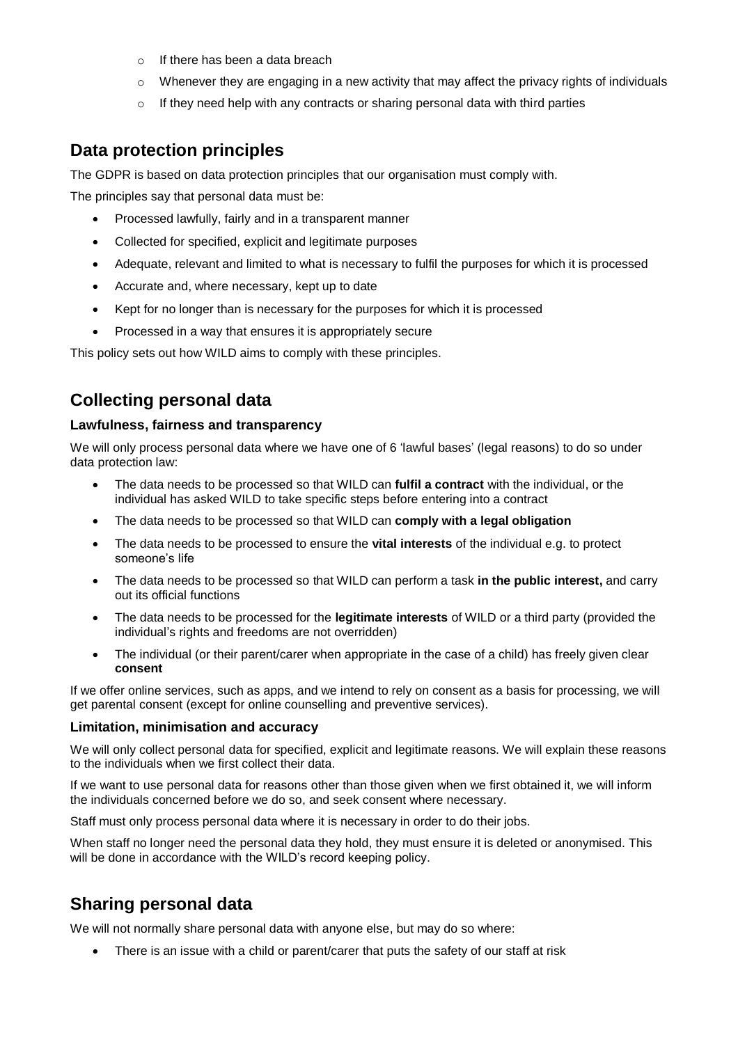- If there has been a data breach
  - Whenever they are engaging in a new activity that may affect the privacy rights of individuals
  - If they need help with any contracts or sharing personal data with third parties

## Data protection principles

The GDPR is based on data protection principles that our organisation must comply with.

The principles say that personal data must be:

- Processed lawfully, fairly and in a transparent manner
- Collected for specified, explicit and legitimate purposes
- Adequate, relevant and limited to what is necessary to fulfil the purposes for which it is processed
- Accurate and, where necessary, kept up to date
- Kept for no longer than is necessary for the purposes for which it is processed
- Processed in a way that ensures it is appropriately secure

This policy sets out how WILD aims to comply with these principles.

## Collecting personal data

### Lawfulness, fairness and transparency

We will only process personal data where we have one of 6 'lawful bases' (legal reasons) to do so under data protection law:

- The data needs to be processed so that WILD can **fulfil a contract** with the individual, or the individual has asked WILD to take specific steps before entering into a contract
- The data needs to be processed so that WILD can **comply with a legal obligation**
- The data needs to be processed to ensure the **vital interests** of the individual e.g. to protect someone's life
- The data needs to be processed so that WILD can perform a task **in the public interest,** and carry out its official functions
- The data needs to be processed for the **legitimate interests** of WILD or a third party (provided the individual's rights and freedoms are not overridden)
- The individual (or their parent/carer when appropriate in the case of a child) has freely given clear **consent**

If we offer online services, such as apps, and we intend to rely on consent as a basis for processing, we will get parental consent (except for online counselling and preventive services).

### Limitation, minimisation and accuracy

We will only collect personal data for specified, explicit and legitimate reasons. We will explain these reasons to the individuals when we first collect their data.

If we want to use personal data for reasons other than those given when we first obtained it, we will inform the individuals concerned before we do so, and seek consent where necessary.

Staff must only process personal data where it is necessary in order to do their jobs.

When staff no longer need the personal data they hold, they must ensure it is deleted or anonymised. This will be done in accordance with the WILD's record keeping policy.

## Sharing personal data

We will not normally share personal data with anyone else, but may do so where:

- There is an issue with a child or parent/carer that puts the safety of our staff at risk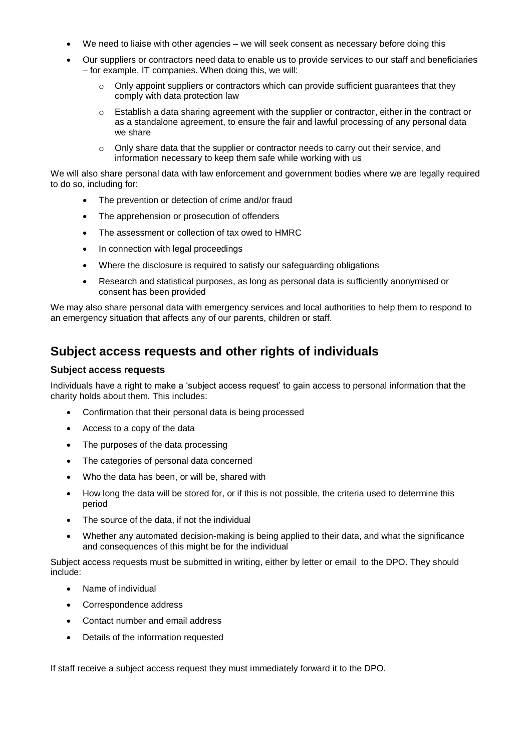- We need to liaise with other agencies – we will seek consent as necessary before doing this
- Our suppliers or contractors need data to enable us to provide services to our staff and beneficiaries – for example, IT companies. When doing this, we will:
  - Only appoint suppliers or contractors which can provide sufficient guarantees that they comply with data protection law
  - Establish a data sharing agreement with the supplier or contractor, either in the contract or as a standalone agreement, to ensure the fair and lawful processing of any personal data we share
  - Only share data that the supplier or contractor needs to carry out their service, and information necessary to keep them safe while working with us

We will also share personal data with law enforcement and government bodies where we are legally required to do so, including for:

- The prevention or detection of crime and/or fraud
- The apprehension or prosecution of offenders
- The assessment or collection of tax owed to HMRC
- In connection with legal proceedings
- Where the disclosure is required to satisfy our safeguarding obligations
- Research and statistical purposes, as long as personal data is sufficiently anonymised or consent has been provided

We may also share personal data with emergency services and local authorities to help them to respond to an emergency situation that affects any of our parents, children or staff.

## Subject access requests and other rights of individuals

### Subject access requests

Individuals have a right to make a 'subject access request' to gain access to personal information that the charity holds about them. This includes:

- Confirmation that their personal data is being processed
- Access to a copy of the data
- The purposes of the data processing
- The categories of personal data concerned
- Who the data has been, or will be, shared with
- How long the data will be stored for, or if this is not possible, the criteria used to determine this period
- The source of the data, if not the individual
- Whether any automated decision-making is being applied to their data, and what the significance and consequences of this might be for the individual

Subject access requests must be submitted in writing, either by letter or email to the DPO. They should include:

- Name of individual
- Correspondence address
- Contact number and email address
- Details of the information requested

If staff receive a subject access request they must immediately forward it to the DPO.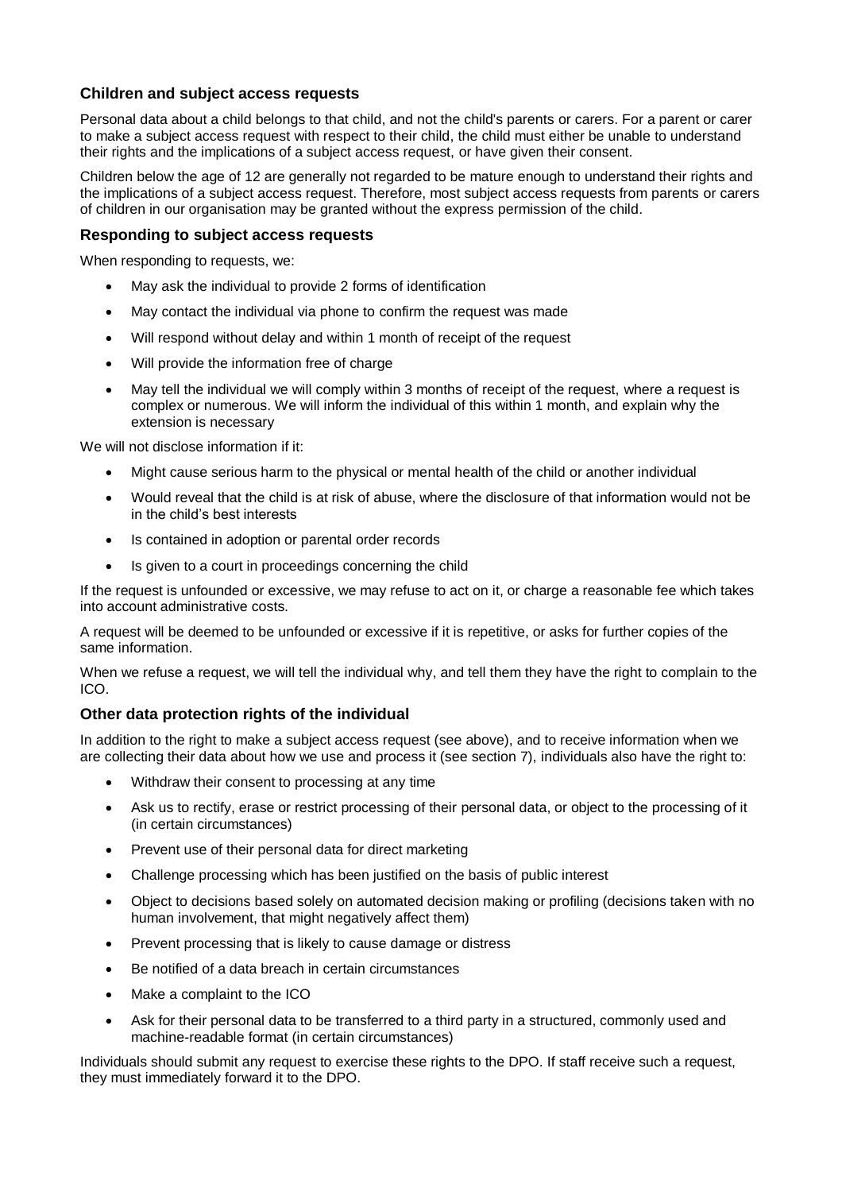### Children and subject access requests

Personal data about a child belongs to that child, and not the child's parents or carers. For a parent or carer to make a subject access request with respect to their child, the child must either be unable to understand their rights and the implications of a subject access request, or have given their consent.

Children below the age of 12 are generally not regarded to be mature enough to understand their rights and the implications of a subject access request. Therefore, most subject access requests from parents or carers of children in our organisation may be granted without the express permission of the child.

### Responding to subject access requests

When responding to requests, we:

- May ask the individual to provide 2 forms of identification
- May contact the individual via phone to confirm the request was made
- Will respond without delay and within 1 month of receipt of the request
- Will provide the information free of charge
- May tell the individual we will comply within 3 months of receipt of the request, where a request is complex or numerous. We will inform the individual of this within 1 month, and explain why the extension is necessary

We will not disclose information if it:

- Might cause serious harm to the physical or mental health of the child or another individual
- Would reveal that the child is at risk of abuse, where the disclosure of that information would not be in the child's best interests
- Is contained in adoption or parental order records
- Is given to a court in proceedings concerning the child

If the request is unfounded or excessive, we may refuse to act on it, or charge a reasonable fee which takes into account administrative costs.

A request will be deemed to be unfounded or excessive if it is repetitive, or asks for further copies of the same information.

When we refuse a request, we will tell the individual why, and tell them they have the right to complain to the ICO.

### Other data protection rights of the individual

In addition to the right to make a subject access request (see above), and to receive information when we are collecting their data about how we use and process it (see section 7), individuals also have the right to:

- Withdraw their consent to processing at any time
- Ask us to rectify, erase or restrict processing of their personal data, or object to the processing of it (in certain circumstances)
- Prevent use of their personal data for direct marketing
- Challenge processing which has been justified on the basis of public interest
- Object to decisions based solely on automated decision making or profiling (decisions taken with no human involvement, that might negatively affect them)
- Prevent processing that is likely to cause damage or distress
- Be notified of a data breach in certain circumstances
- Make a complaint to the ICO
- Ask for their personal data to be transferred to a third party in a structured, commonly used and machine-readable format (in certain circumstances)

Individuals should submit any request to exercise these rights to the DPO. If staff receive such a request, they must immediately forward it to the DPO.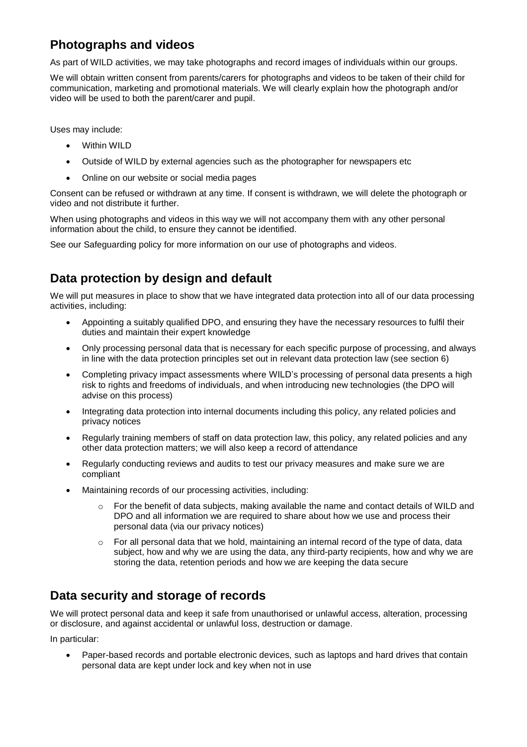## Photographs and videos

As part of WILD activities, we may take photographs and record images of individuals within our groups.

We will obtain written consent from parents/carers for photographs and videos to be taken of their child for communication, marketing and promotional materials. We will clearly explain how the photograph and/or video will be used to both the parent/carer and pupil.

Uses may include:

- Within WILD
- Outside of WILD by external agencies such as the photographer for newspapers etc
- Online on our website or social media pages

Consent can be refused or withdrawn at any time. If consent is withdrawn, we will delete the photograph or video and not distribute it further.

When using photographs and videos in this way we will not accompany them with any other personal information about the child, to ensure they cannot be identified.

See our Safeguarding policy for more information on our use of photographs and videos.

## Data protection by design and default

We will put measures in place to show that we have integrated data protection into all of our data processing activities, including:

- Appointing a suitably qualified DPO, and ensuring they have the necessary resources to fulfil their duties and maintain their expert knowledge
- Only processing personal data that is necessary for each specific purpose of processing, and always in line with the data protection principles set out in relevant data protection law (see section 6)
- Completing privacy impact assessments where WILD's processing of personal data presents a high risk to rights and freedoms of individuals, and when introducing new technologies (the DPO will advise on this process)
- Integrating data protection into internal documents including this policy, any related policies and privacy notices
- Regularly training members of staff on data protection law, this policy, any related policies and any other data protection matters; we will also keep a record of attendance
- Regularly conducting reviews and audits to test our privacy measures and make sure we are compliant
- Maintaining records of our processing activities, including:
  - For the benefit of data subjects, making available the name and contact details of WILD and DPO and all information we are required to share about how we use and process their personal data (via our privacy notices)
  - For all personal data that we hold, maintaining an internal record of the type of data, data subject, how and why we are using the data, any third-party recipients, how and why we are storing the data, retention periods and how we are keeping the data secure

## Data security and storage of records

We will protect personal data and keep it safe from unauthorised or unlawful access, alteration, processing or disclosure, and against accidental or unlawful loss, destruction or damage.

In particular:

- Paper-based records and portable electronic devices, such as laptops and hard drives that contain personal data are kept under lock and key when not in use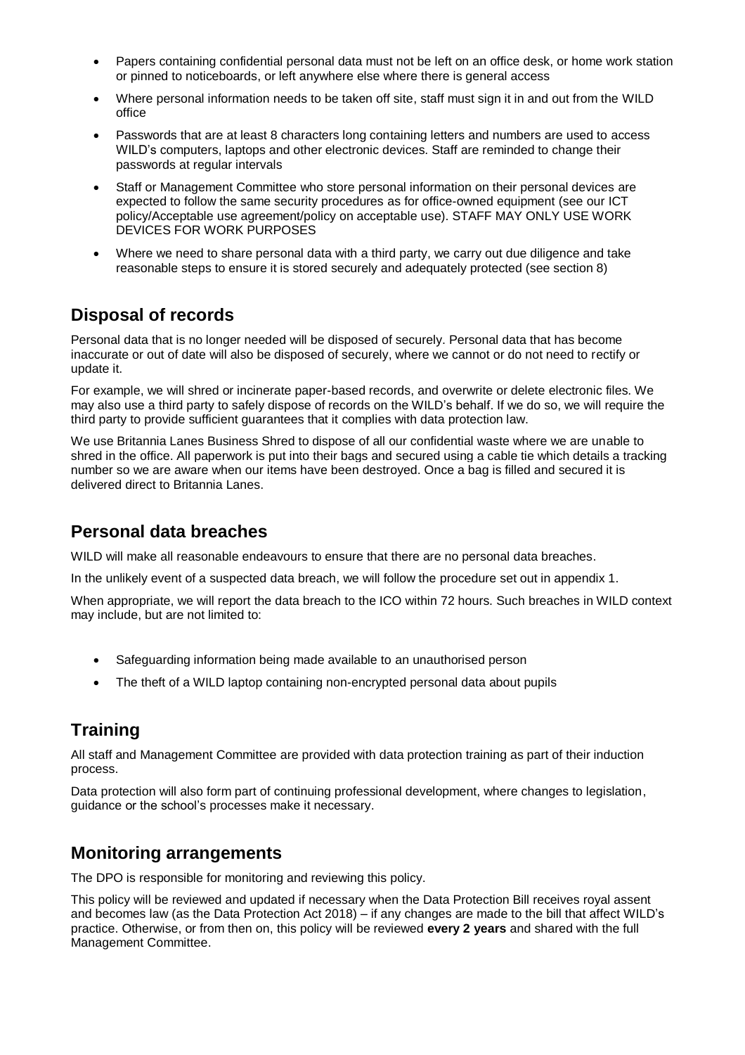- Papers containing confidential personal data must not be left on an office desk, or home work station or pinned to noticeboards, or left anywhere else where there is general access
- Where personal information needs to be taken off site, staff must sign it in and out from the WILD office
- Passwords that are at least 8 characters long containing letters and numbers are used to access WILD's computers, laptops and other electronic devices. Staff are reminded to change their passwords at regular intervals
- Staff or Management Committee who store personal information on their personal devices are expected to follow the same security procedures as for office-owned equipment (see our ICT policy/Acceptable use agreement/policy on acceptable use). STAFF MAY ONLY USE WORK DEVICES FOR WORK PURPOSES
- Where we need to share personal data with a third party, we carry out due diligence and take reasonable steps to ensure it is stored securely and adequately protected (see section 8)

## Disposal of records

Personal data that is no longer needed will be disposed of securely. Personal data that has become inaccurate or out of date will also be disposed of securely, where we cannot or do not need to rectify or update it.

For example, we will shred or incinerate paper-based records, and overwrite or delete electronic files. We may also use a third party to safely dispose of records on the WILD's behalf. If we do so, we will require the third party to provide sufficient guarantees that it complies with data protection law.

We use Britannia Lanes Business Shred to dispose of all our confidential waste where we are unable to shred in the office. All paperwork is put into their bags and secured using a cable tie which details a tracking number so we are aware when our items have been destroyed. Once a bag is filled and secured it is delivered direct to Britannia Lanes.

## Personal data breaches

WILD will make all reasonable endeavours to ensure that there are no personal data breaches.

In the unlikely event of a suspected data breach, we will follow the procedure set out in appendix 1.

When appropriate, we will report the data breach to the ICO within 72 hours. Such breaches in WILD context may include, but are not limited to:

- Safeguarding information being made available to an unauthorised person
- The theft of a WILD laptop containing non-encrypted personal data about pupils

## Training

All staff and Management Committee are provided with data protection training as part of their induction process.

Data protection will also form part of continuing professional development, where changes to legislation, guidance or the school's processes make it necessary.

## Monitoring arrangements

The DPO is responsible for monitoring and reviewing this policy.

This policy will be reviewed and updated if necessary when the Data Protection Bill receives royal assent and becomes law (as the Data Protection Act 2018) – if any changes are made to the bill that affect WILD's practice. Otherwise, or from then on, this policy will be reviewed **every 2 years** and shared with the full Management Committee.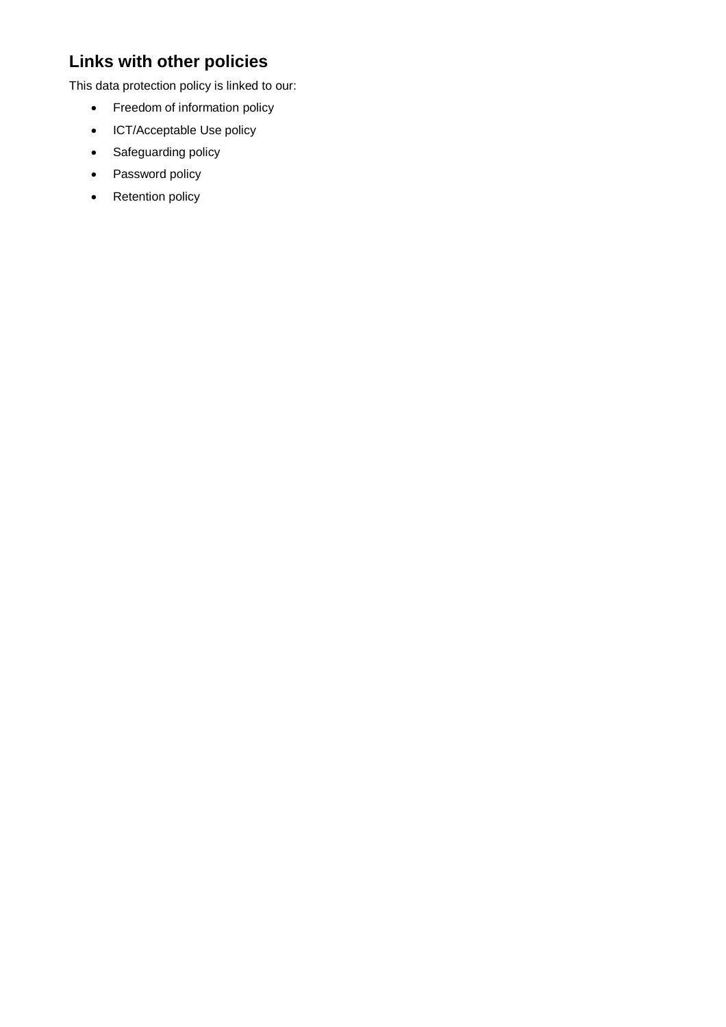## Links with other policies

This data protection policy is linked to our:

- Freedom of information policy
- ICT/Acceptable Use policy
- Safeguarding policy
- Password policy
- Retention policy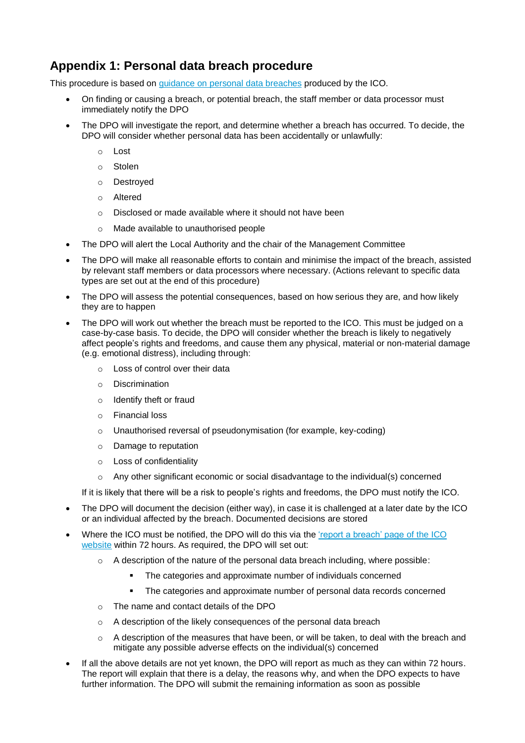## Appendix 1: Personal data breach procedure

This procedure is based on [guidance on personal data breaches]() produced by the ICO.

- On finding or causing a breach, or potential breach, the staff member or data processor must immediately notify the DPO
- The DPO will investigate the report, and determine whether a breach has occurred. To decide, the DPO will consider whether personal data has been accidentally or unlawfully:
  - Lost
  - Stolen
  - Destroyed
  - Altered
  - Disclosed or made available where it should not have been
  - Made available to unauthorised people
- The DPO will alert the Local Authority and the chair of the Management Committee
- The DPO will make all reasonable efforts to contain and minimise the impact of the breach, assisted by relevant staff members or data processors where necessary. (Actions relevant to specific data types are set out at the end of this procedure)
- The DPO will assess the potential consequences, based on how serious they are, and how likely they are to happen
- The DPO will work out whether the breach must be reported to the ICO. This must be judged on a case-by-case basis. To decide, the DPO will consider whether the breach is likely to negatively affect people's rights and freedoms, and cause them any physical, material or non-material damage (e.g. emotional distress), including through:
  - Loss of control over their data
  - Discrimination
  - Identify theft or fraud
  - Financial loss
  - Unauthorised reversal of pseudonymisation (for example, key-coding)
  - Damage to reputation
  - Loss of confidentiality
  - Any other significant economic or social disadvantage to the individual(s) concerned

  If it is likely that there will be a risk to people's rights and freedoms, the DPO must notify the ICO.
- The DPO will document the decision (either way), in case it is challenged at a later date by the ICO or an individual affected by the breach. Documented decisions are stored
- Where the ICO must be notified, the DPO will do this via the ['report a breach' page of the ICO website]() within 72 hours. As required, the DPO will set out:
  - A description of the nature of the personal data breach including, where possible:
    - The categories and approximate number of individuals concerned
    - The categories and approximate number of personal data records concerned
  - The name and contact details of the DPO
  - A description of the likely consequences of the personal data breach
  - A description of the measures that have been, or will be taken, to deal with the breach and mitigate any possible adverse effects on the individual(s) concerned
- If all the above details are not yet known, the DPO will report as much as they can within 72 hours. The report will explain that there is a delay, the reasons why, and when the DPO expects to have further information. The DPO will submit the remaining information as soon as possible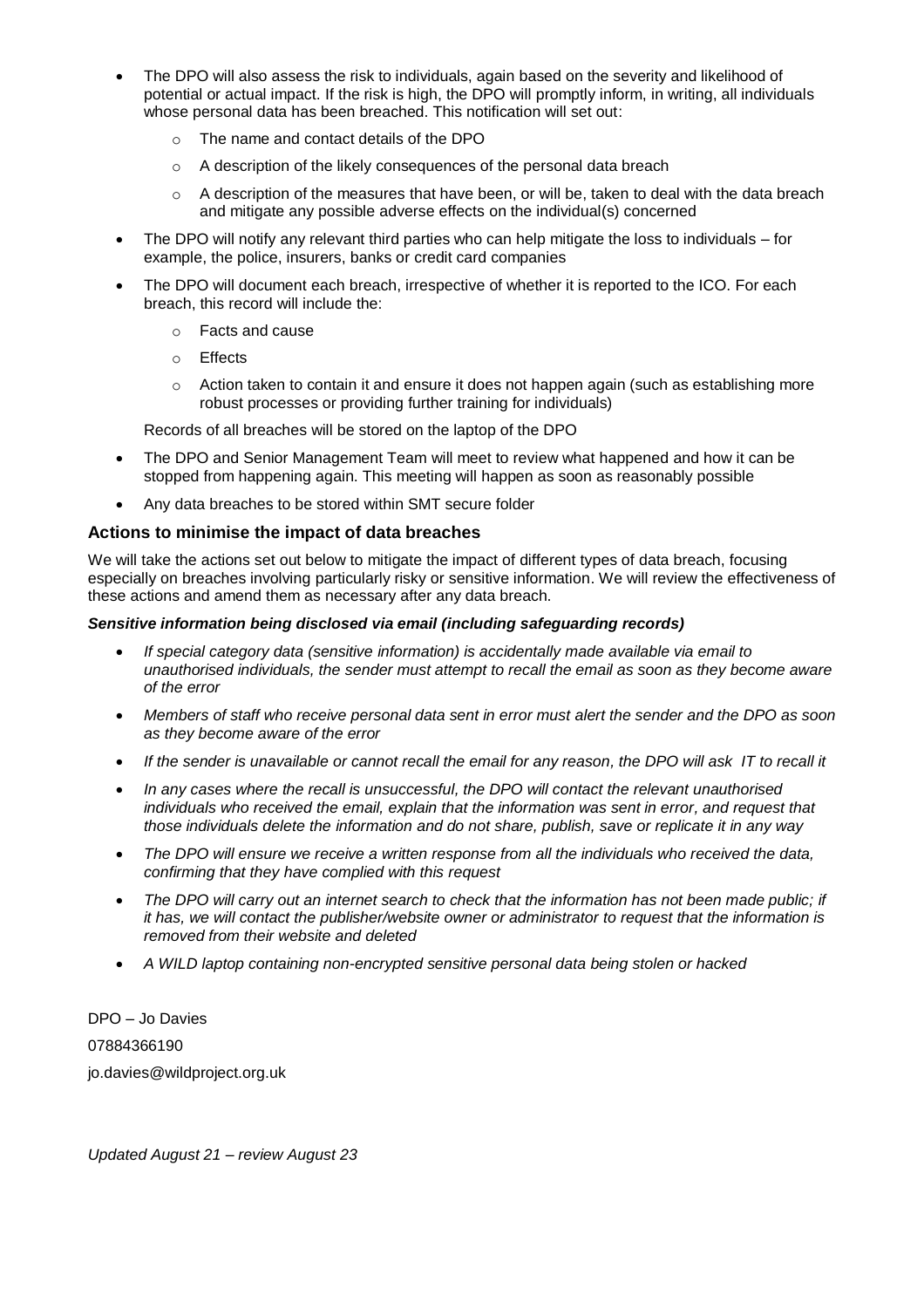- The DPO will also assess the risk to individuals, again based on the severity and likelihood of potential or actual impact. If the risk is high, the DPO will promptly inform, in writing, all individuals whose personal data has been breached. This notification will set out:
  - The name and contact details of the DPO
  - A description of the likely consequences of the personal data breach
  - A description of the measures that have been, or will be, taken to deal with the data breach and mitigate any possible adverse effects on the individual(s) concerned
- The DPO will notify any relevant third parties who can help mitigate the loss to individuals – for example, the police, insurers, banks or credit card companies
- The DPO will document each breach, irrespective of whether it is reported to the ICO. For each breach, this record will include the:
  - Facts and cause
  - Effects
  - Action taken to contain it and ensure it does not happen again (such as establishing more robust processes or providing further training for individuals)

  Records of all breaches will be stored on the laptop of the DPO
- The DPO and Senior Management Team will meet to review what happened and how it can be stopped from happening again. This meeting will happen as soon as reasonably possible
- Any data breaches to be stored within SMT secure folder

### Actions to minimise the impact of data breaches

We will take the actions set out below to mitigate the impact of different types of data breach, focusing especially on breaches involving particularly risky or sensitive information. We will review the effectiveness of these actions and amend them as necessary after any data breach.

***Sensitive information being disclosed via email (including safeguarding records)***

- *If special category data (sensitive information) is accidentally made available via email to unauthorised individuals, the sender must attempt to recall the email as soon as they become aware of the error*
- *Members of staff who receive personal data sent in error must alert the sender and the DPO as soon as they become aware of the error*
- *If the sender is unavailable or cannot recall the email for any reason, the DPO will ask IT to recall it*
- *In any cases where the recall is unsuccessful, the DPO will contact the relevant unauthorised individuals who received the email, explain that the information was sent in error, and request that those individuals delete the information and do not share, publish, save or replicate it in any way*
- *The DPO will ensure we receive a written response from all the individuals who received the data, confirming that they have complied with this request*
- *The DPO will carry out an internet search to check that the information has not been made public; if it has, we will contact the publisher/website owner or administrator to request that the information is removed from their website and deleted*
- *A WILD laptop containing non-encrypted sensitive personal data being stolen or hacked*

DPO – Jo Davies

07884366190

jo.davies@wildproject.org.uk

*Updated August 21 – review August 23*